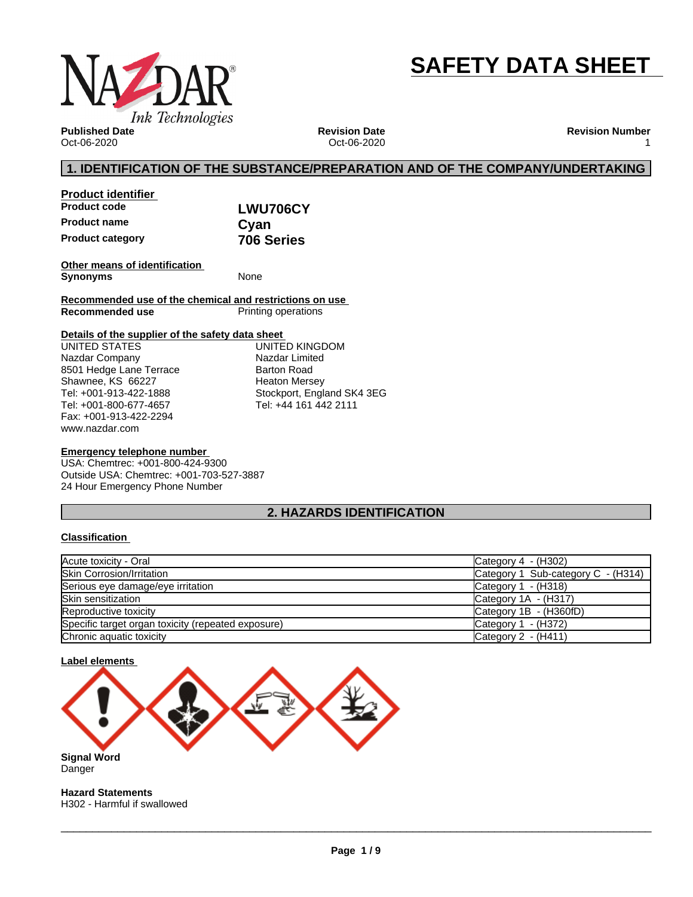# SAFETY DATA SHEET

**Published Date**
Oct-06-2020

**Revision Date**
Oct-06-2020

**Revision Number**
1

## 1. IDENTIFICATION OF THE SUBSTANCE/PREPARATION AND OF THE COMPANY/UNDERTAKING

**Product identifier**

| | |
|---|---|
| **Product code** | **LWU706CY** |
| **Product name** | **Cyan** |
| **Product category** | **706 Series** |

**Other means of identification**

**Synonyms** None

**Recommended use of the chemical and restrictions on use**

**Recommended use** Printing operations

**Details of the supplier of the safety data sheet**

UNITED STATES
Nazdar Company
8501 Hedge Lane Terrace
Shawnee, KS 66227
Tel: +001-913-422-1888
Tel: +001-800-677-4657
Fax: +001-913-422-2294
www.nazdar.com

UNITED KINGDOM
Nazdar Limited
Barton Road
Heaton Mersey
Stockport, England SK4 3EG
Tel: +44 161 442 2111

**Emergency telephone number**

USA: Chemtrec: +001-800-424-9300
Outside USA: Chemtrec: +001-703-527-3887
24 Hour Emergency Phone Number

## 2. HAZARDS IDENTIFICATION

**Classification**

| | |
|---|---|
| Acute toxicity - Oral | Category 4 - (H302) |
| Skin Corrosion/Irritation | Category 1 Sub-category C - (H314) |
| Serious eye damage/eye irritation | Category 1 - (H318) |
| Skin sensitization | Category 1A - (H317) |
| Reproductive toxicity | Category 1B - (H360fD) |
| Specific target organ toxicity (repeated exposure) | Category 1 - (H372) |
| Chronic aquatic toxicity | Category 2 - (H411) |

**Label elements**

**Signal Word**
Danger

**Hazard Statements**
H302 - Harmful if swallowed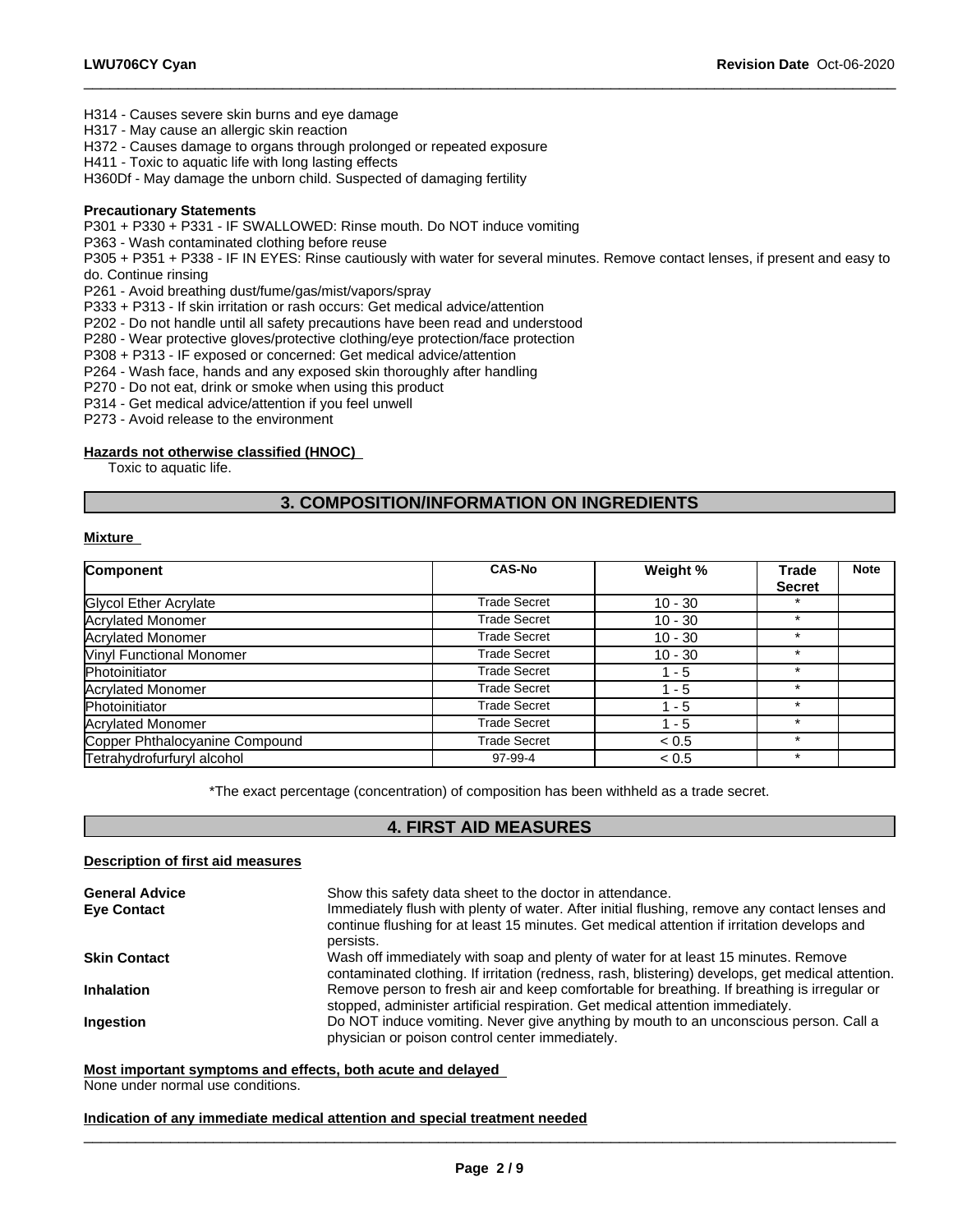H314 - Causes severe skin burns and eye damage
H317 - May cause an allergic skin reaction
H372 - Causes damage to organs through prolonged or repeated exposure
H411 - Toxic to aquatic life with long lasting effects
H360Df - May damage the unborn child. Suspected of damaging fertility

**Precautionary Statements**

P301 + P330 + P331 - IF SWALLOWED: Rinse mouth. Do NOT induce vomiting
P363 - Wash contaminated clothing before reuse
P305 + P351 + P338 - IF IN EYES: Rinse cautiously with water for several minutes. Remove contact lenses, if present and easy to do. Continue rinsing
P261 - Avoid breathing dust/fume/gas/mist/vapors/spray
P333 + P313 - If skin irritation or rash occurs: Get medical advice/attention
P202 - Do not handle until all safety precautions have been read and understood
P280 - Wear protective gloves/protective clothing/eye protection/face protection
P308 + P313 - IF exposed or concerned: Get medical advice/attention
P264 - Wash face, hands and any exposed skin thoroughly after handling
P270 - Do not eat, drink or smoke when using this product
P314 - Get medical advice/attention if you feel unwell
P273 - Avoid release to the environment

**Hazards not otherwise classified (HNOC)**

Toxic to aquatic life.

## 3. COMPOSITION/INFORMATION ON INGREDIENTS

**Mixture**

| Component | CAS-No | Weight % | Trade Secret | Note |
|---|---|---|---|---|
| Glycol Ether Acrylate | Trade Secret | 10 - 30 | * | |
| Acrylated Monomer | Trade Secret | 10 - 30 | * | |
| Acrylated Monomer | Trade Secret | 10 - 30 | * | |
| Vinyl Functional Monomer | Trade Secret | 10 - 30 | * | |
| Photoinitiator | Trade Secret | 1 - 5 | * | |
| Acrylated Monomer | Trade Secret | 1 - 5 | * | |
| Photoinitiator | Trade Secret | 1 - 5 | * | |
| Acrylated Monomer | Trade Secret | 1 - 5 | * | |
| Copper Phthalocyanine Compound | Trade Secret | < 0.5 | * | |
| Tetrahydrofurfuryl alcohol | 97-99-4 | < 0.5 | * | |

*The exact percentage (concentration) of composition has been withheld as a trade secret.

## 4. FIRST AID MEASURES

**Description of first aid measures**

**General Advice** Show this safety data sheet to the doctor in attendance.

**Eye Contact** Immediately flush with plenty of water. After initial flushing, remove any contact lenses and continue flushing for at least 15 minutes. Get medical attention if irritation develops and persists.

**Skin Contact** Wash off immediately with soap and plenty of water for at least 15 minutes. Remove contaminated clothing. If irritation (redness, rash, blistering) develops, get medical attention.

**Inhalation** Remove person to fresh air and keep comfortable for breathing. If breathing is irregular or stopped, administer artificial respiration. Get medical attention immediately.

**Ingestion** Do NOT induce vomiting. Never give anything by mouth to an unconscious person. Call a physician or poison control center immediately.

**Most important symptoms and effects, both acute and delayed**

None under normal use conditions.

**Indication of any immediate medical attention and special treatment needed**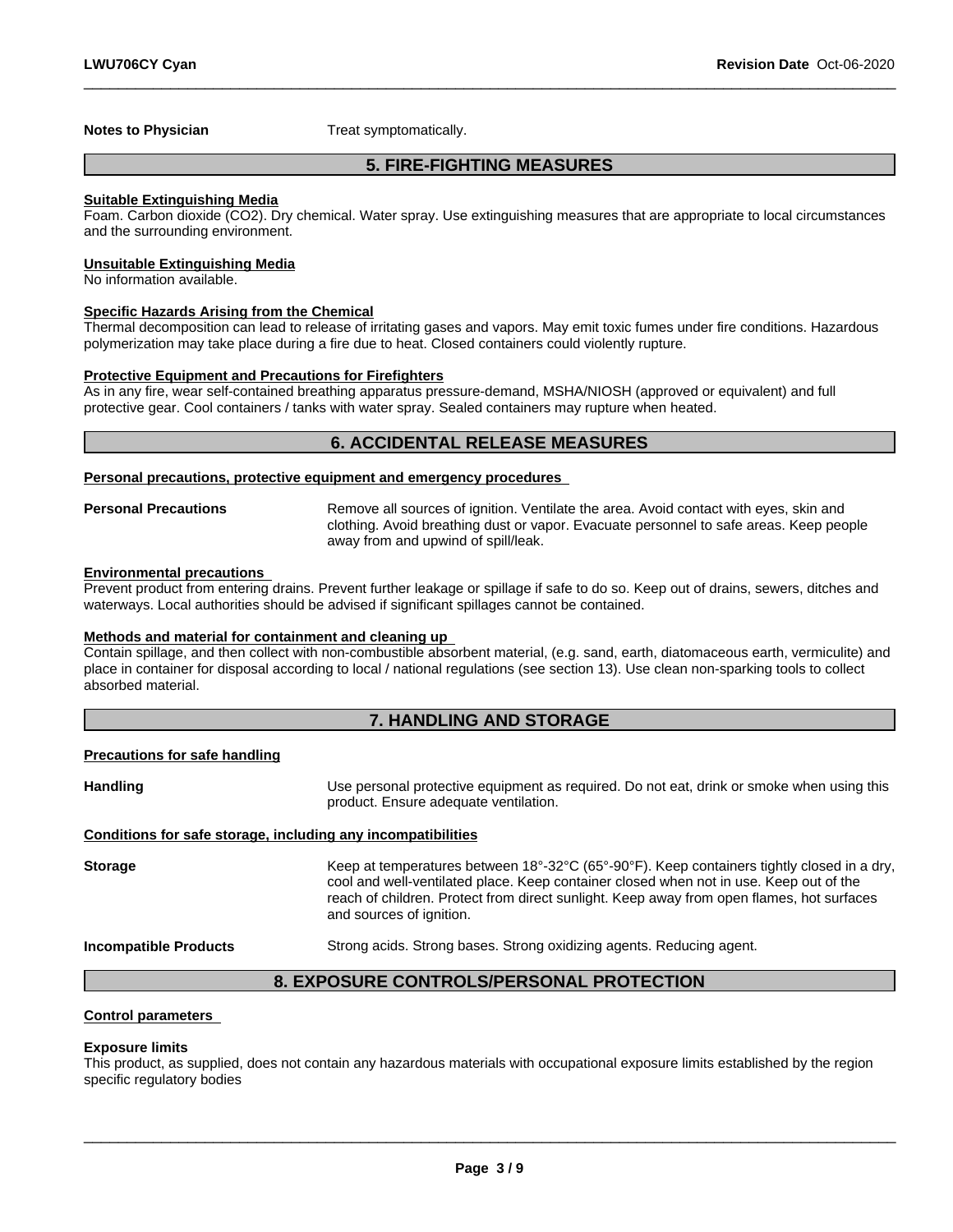**Notes to Physician** Treat symptomatically.

## 5. FIRE-FIGHTING MEASURES

**Suitable Extinguishing Media**
Foam. Carbon dioxide ($CO_2$). Dry chemical. Water spray. Use extinguishing measures that are appropriate to local circumstances and the surrounding environment.

**Unsuitable Extinguishing Media**
No information available.

**Specific Hazards Arising from the Chemical**
Thermal decomposition can lead to release of irritating gases and vapors. May emit toxic fumes under fire conditions. Hazardous polymerization may take place during a fire due to heat. Closed containers could violently rupture.

**Protective Equipment and Precautions for Firefighters**
As in any fire, wear self-contained breathing apparatus pressure-demand, MSHA/NIOSH (approved or equivalent) and full protective gear. Cool containers / tanks with water spray. Sealed containers may rupture when heated.

## 6. ACCIDENTAL RELEASE MEASURES

**Personal precautions, protective equipment and emergency procedures**

**Personal Precautions** Remove all sources of ignition. Ventilate the area. Avoid contact with eyes, skin and clothing. Avoid breathing dust or vapor. Evacuate personnel to safe areas. Keep people away from and upwind of spill/leak.

**Environmental precautions**
Prevent product from entering drains. Prevent further leakage or spillage if safe to do so. Keep out of drains, sewers, ditches and waterways. Local authorities should be advised if significant spillages cannot be contained.

**Methods and material for containment and cleaning up**
Contain spillage, and then collect with non-combustible absorbent material, (e.g. sand, earth, diatomaceous earth, vermiculite) and place in container for disposal according to local / national regulations (see section 13). Use clean non-sparking tools to collect absorbed material.

## 7. HANDLING AND STORAGE

**Precautions for safe handling**

**Handling** Use personal protective equipment as required. Do not eat, drink or smoke when using this product. Ensure adequate ventilation.

**Conditions for safe storage, including any incompatibilities**

**Storage** Keep at temperatures between 18°-32°C (65°-90°F). Keep containers tightly closed in a dry, cool and well-ventilated place. Keep container closed when not in use. Keep out of the reach of children. Protect from direct sunlight. Keep away from open flames, hot surfaces and sources of ignition.

**Incompatible Products** Strong acids. Strong bases. Strong oxidizing agents. Reducing agent.

## 8. EXPOSURE CONTROLS/PERSONAL PROTECTION

**Control parameters**

**Exposure limits**
This product, as supplied, does not contain any hazardous materials with occupational exposure limits established by the region specific regulatory bodies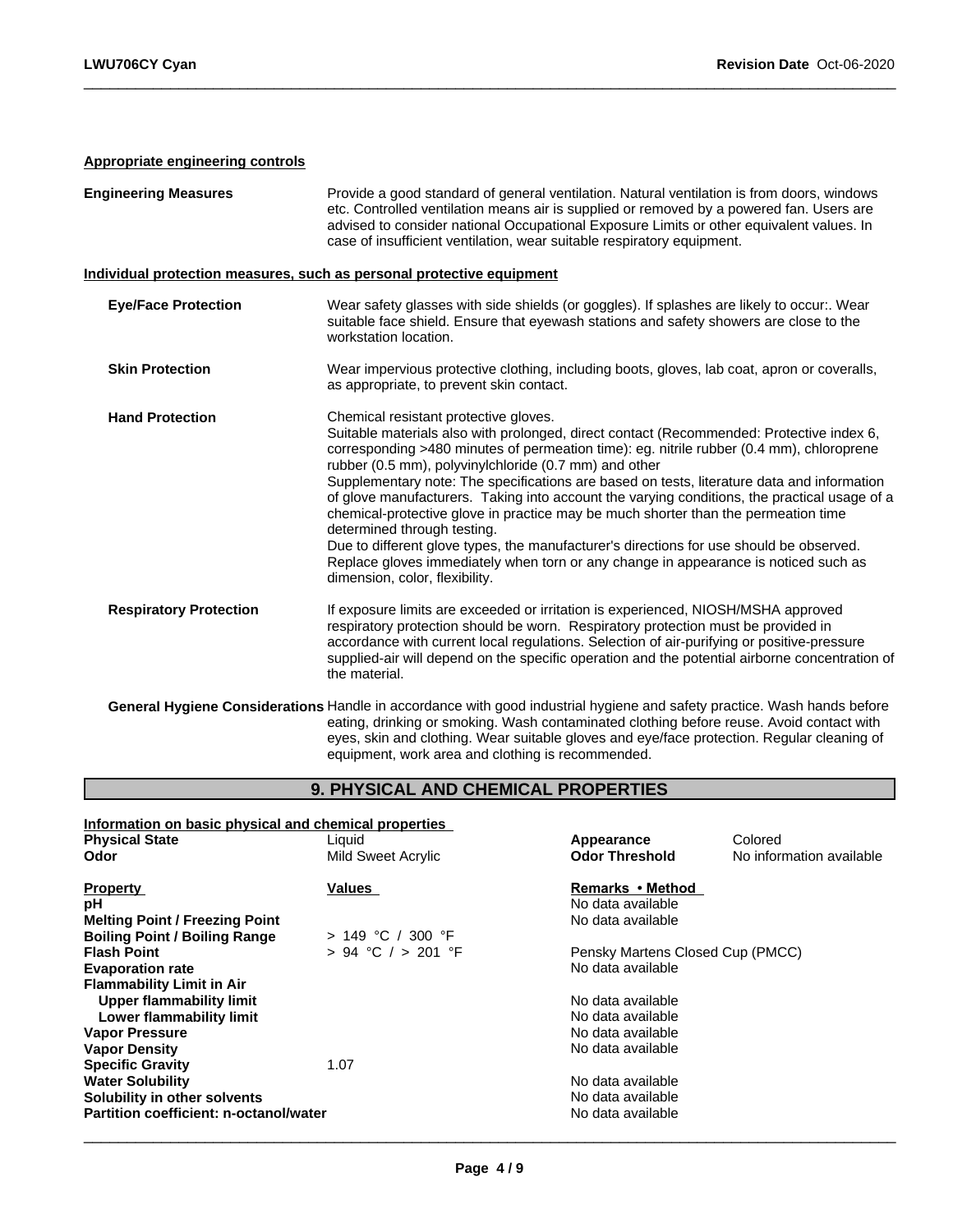**Appropriate engineering controls**

| | |
|---|---|
| **Engineering Measures** | Provide a good standard of general ventilation. Natural ventilation is from doors, windows etc. Controlled ventilation means air is supplied or removed by a powered fan. Users are advised to consider national Occupational Exposure Limits or other equivalent values. In case of insufficient ventilation, wear suitable respiratory equipment. |

**Individual protection measures, such as personal protective equipment**

| | |
|---|---|
| **Eye/Face Protection** | Wear safety glasses with side shields (or goggles). If splashes are likely to occur:. Wear suitable face shield. Ensure that eyewash stations and safety showers are close to the workstation location. |
| **Skin Protection** | Wear impervious protective clothing, including boots, gloves, lab coat, apron or coveralls, as appropriate, to prevent skin contact. |
| **Hand Protection** | Chemical resistant protective gloves. Suitable materials also with prolonged, direct contact (Recommended: Protective index 6, corresponding >480 minutes of permeation time): eg. nitrile rubber (0.4 mm), chloroprene rubber (0.5 mm), polyvinylchloride (0.7 mm) and other Supplementary note: The specifications are based on tests, literature data and information of glove manufacturers. Taking into account the varying conditions, the practical usage of a chemical-protective glove in practice may be much shorter than the permeation time determined through testing. Due to different glove types, the manufacturer's directions for use should be observed. Replace gloves immediately when torn or any change in appearance is noticed such as dimension, color, flexibility. |
| **Respiratory Protection** | If exposure limits are exceeded or irritation is experienced, NIOSH/MSHA approved respiratory protection should be worn. Respiratory protection must be provided in accordance with current local regulations. Selection of air-purifying or positive-pressure supplied-air will depend on the specific operation and the potential airborne concentration of the material. |
| **General Hygiene Considerations** | Handle in accordance with good industrial hygiene and safety practice. Wash hands before eating, drinking or smoking. Wash contaminated clothing before reuse. Avoid contact with eyes, skin and clothing. Wear suitable gloves and eye/face protection. Regular cleaning of equipment, work area and clothing is recommended. |

## 9. PHYSICAL AND CHEMICAL PROPERTIES

**Information on basic physical and chemical properties**

| | | | |
|---|---|---|---|
| **Physical State** | Liquid | **Appearance** | Colored |
| **Odor** | Mild Sweet Acrylic | **Odor Threshold** | No information available |

| Property | Values | Remarks • Method |
|---|---|---|
| **pH** | | No data available |
| **Melting Point / Freezing Point** | | No data available |
| **Boiling Point / Boiling Range** | > 149 °C / 300 °F | |
| **Flash Point** | > 94 °C / > 201 °F | Pensky Martens Closed Cup (PMCC) |
| **Evaporation rate** | | No data available |
| **Flammability Limit in Air** | | |
| **Upper flammability limit** | | No data available |
| **Lower flammability limit** | | No data available |
| **Vapor Pressure** | | No data available |
| **Vapor Density** | | No data available |
| **Specific Gravity** | 1.07 | |
| **Water Solubility** | | No data available |
| **Solubility in other solvents** | | No data available |
| **Partition coefficient: n-octanol/water** | | No data available |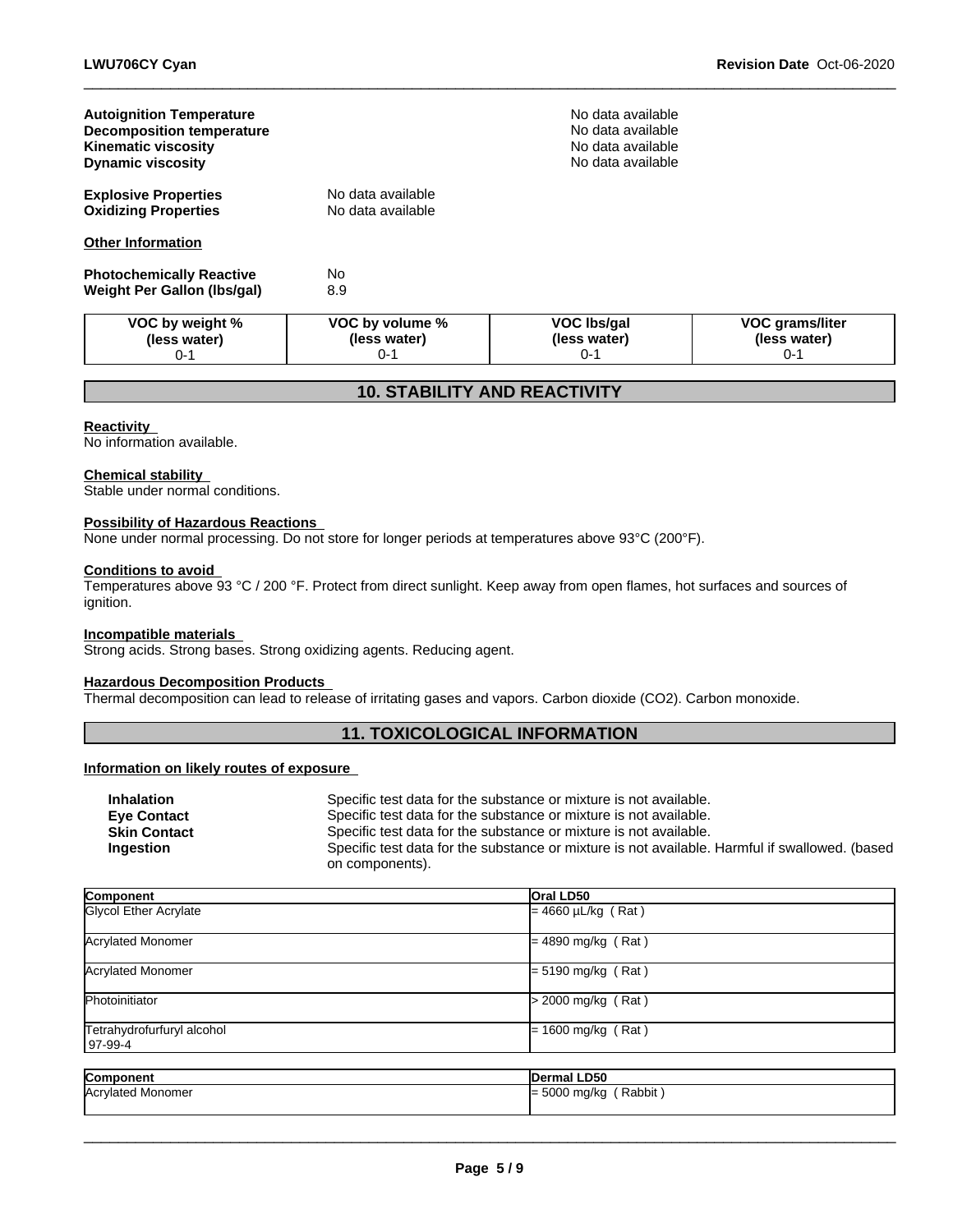**Autoignition Temperature** No data available
**Decomposition temperature** No data available
**Kinematic viscosity** No data available
**Dynamic viscosity** No data available

**Explosive Properties** No data available
**Oxidizing Properties** No data available

**Other Information**

**Photochemically Reactive** No
**Weight Per Gallon (lbs/gal)** 8.9

| VOC by weight % (less water) | VOC by volume % (less water) | VOC lbs/gal (less water) | VOC grams/liter (less water) |
|---|---|---|---|
| 0-1 | 0-1 | 0-1 | 0-1 |

## 10. STABILITY AND REACTIVITY

**Reactivity**
No information available.

**Chemical stability**
Stable under normal conditions.

**Possibility of Hazardous Reactions**
None under normal processing. Do not store for longer periods at temperatures above 93°C (200°F).

**Conditions to avoid**
Temperatures above 93 °C / 200 °F. Protect from direct sunlight. Keep away from open flames, hot surfaces and sources of ignition.

**Incompatible materials**
Strong acids. Strong bases. Strong oxidizing agents. Reducing agent.

**Hazardous Decomposition Products**
Thermal decomposition can lead to release of irritating gases and vapors. Carbon dioxide ($CO_2$). Carbon monoxide.

## 11. TOXICOLOGICAL INFORMATION

**Information on likely routes of exposure**

**Inhalation** Specific test data for the substance or mixture is not available.
**Eye Contact** Specific test data for the substance or mixture is not available.
**Skin Contact** Specific test data for the substance or mixture is not available.
**Ingestion** Specific test data for the substance or mixture is not available. Harmful if swallowed. (based on components).

| Component | Oral LD50 |
|---|---|
| Glycol Ether Acrylate | = 4660 µL/kg ( Rat ) |
| Acrylated Monomer | = 4890 mg/kg ( Rat ) |
| Acrylated Monomer | = 5190 mg/kg ( Rat ) |
| Photoinitiator | > 2000 mg/kg ( Rat ) |
| Tetrahydrofurfuryl alcohol 97-99-4 | = 1600 mg/kg ( Rat ) |

| Component | Dermal LD50 |
|---|---|
| Acrylated Monomer | = 5000 mg/kg ( Rabbit ) |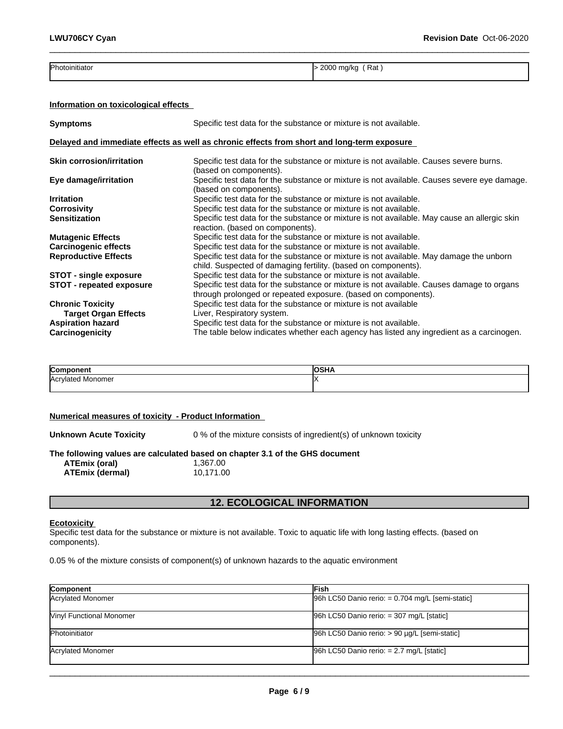| Photoinitiator | > 2000 mg/kg ( Rat ) |
|---|---|

**Information on toxicological effects**

| | |
|---|---|
| **Symptoms** | Specific test data for the substance or mixture is not available. |

**Delayed and immediate effects as well as chronic effects from short and long-term exposure**

| | |
|---|---|
| **Skin corrosion/irritation** | Specific test data for the substance or mixture is not available. Causes severe burns. (based on components). |
| **Eye damage/irritation** | Specific test data for the substance or mixture is not available. Causes severe eye damage. (based on components). |
| **Irritation** | Specific test data for the substance or mixture is not available. |
| **Corrosivity** | Specific test data for the substance or mixture is not available. |
| **Sensitization** | Specific test data for the substance or mixture is not available. May cause an allergic skin reaction. (based on components). |
| **Mutagenic Effects** | Specific test data for the substance or mixture is not available. |
| **Carcinogenic effects** | Specific test data for the substance or mixture is not available. |
| **Reproductive Effects** | Specific test data for the substance or mixture is not available. May damage the unborn child. Suspected of damaging fertility. (based on components). |
| **STOT - single exposure** | Specific test data for the substance or mixture is not available. |
| **STOT - repeated exposure** | Specific test data for the substance or mixture is not available. Causes damage to organs through prolonged or repeated exposure. (based on components). |
| **Chronic Toxicity** | Specific test data for the substance or mixture is not available |
| **Target Organ Effects** | Liver, Respiratory system. |
| **Aspiration hazard** | Specific test data for the substance or mixture is not available. |
| **Carcinogenicity** | The table below indicates whether each agency has listed any ingredient as a carcinogen. |

| Component | OSHA |
|---|---|
| Acrylated Monomer | X |

**Numerical measures of toxicity - Product Information**

**Unknown Acute Toxicity** 0 % of the mixture consists of ingredient(s) of unknown toxicity

**The following values are calculated based on chapter 3.1 of the GHS document**

| | |
|---|---|
| **ATEmix (oral)** | 1,367.00 |
| **ATEmix (dermal)** | 10,171.00 |

## 12. ECOLOGICAL INFORMATION

**Ecotoxicity**

Specific test data for the substance or mixture is not available. Toxic to aquatic life with long lasting effects. (based on components).

0.05 % of the mixture consists of component(s) of unknown hazards to the aquatic environment

| Component | Fish |
|---|---|
| Acrylated Monomer | 96h LC50 Danio rerio: = 0.704 mg/L [semi-static] |
| Vinyl Functional Monomer | 96h LC50 Danio rerio: = 307 mg/L [static] |
| Photoinitiator | 96h LC50 Danio rerio: > 90 µg/L [semi-static] |
| Acrylated Monomer | 96h LC50 Danio rerio: = 2.7 mg/L [static] |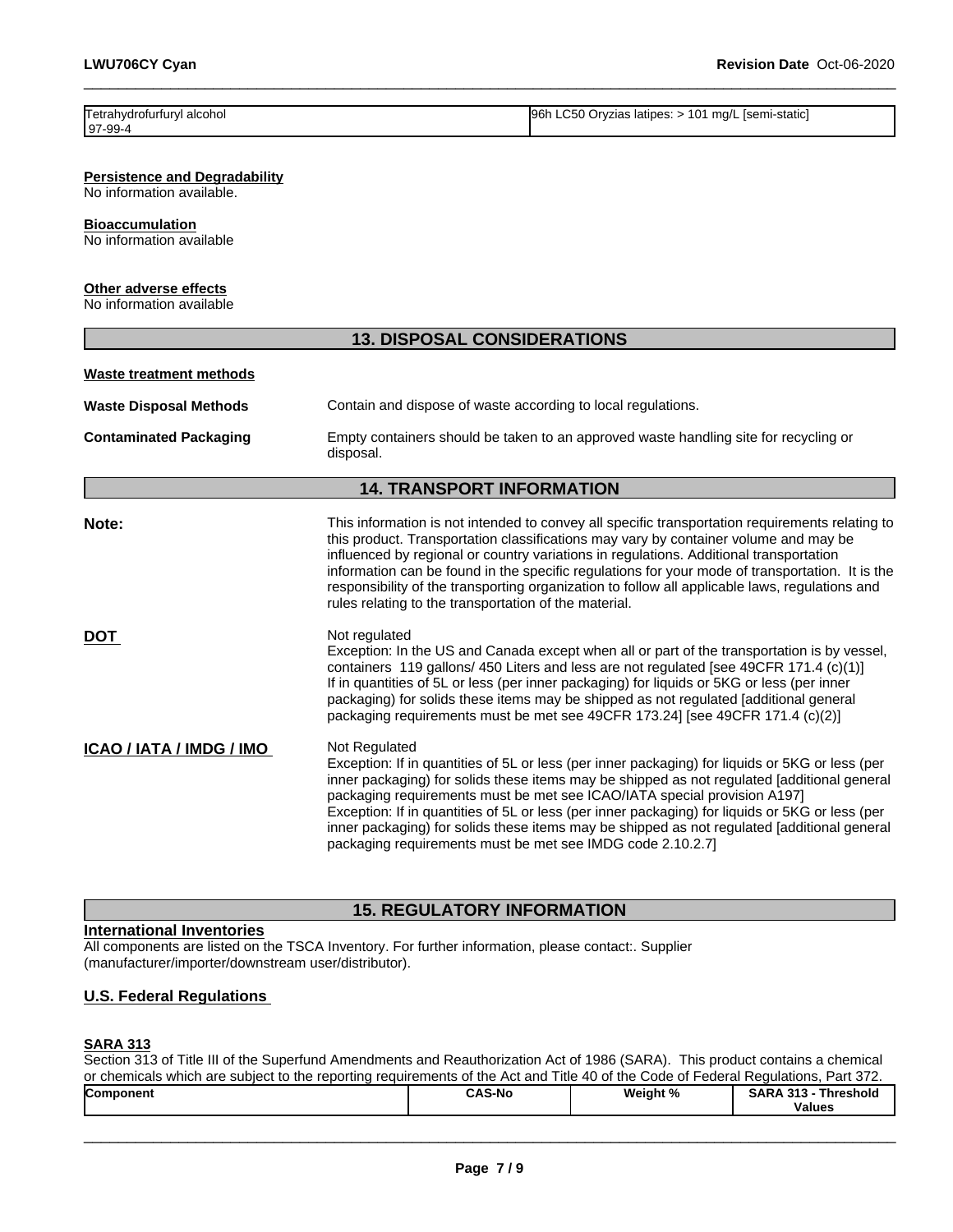| Tetrahydrofurfuryl alcohol 97-99-4 | 96h LC50 Oryzias latipes: > 101 mg/L [semi-static] |
|---|---|

**Persistence and Degradability**
No information available.

**Bioaccumulation**
No information available

**Other adverse effects**
No information available

## 13. DISPOSAL CONSIDERATIONS

**Waste treatment methods**

**Waste Disposal Methods** Contain and dispose of waste according to local regulations.

**Contaminated Packaging** Empty containers should be taken to an approved waste handling site for recycling or disposal.

## 14. TRANSPORT INFORMATION

**Note:** This information is not intended to convey all specific transportation requirements relating to this product. Transportation classifications may vary by container volume and may be influenced by regional or country variations in regulations. Additional transportation information can be found in the specific regulations for your mode of transportation. It is the responsibility of the transporting organization to follow all applicable laws, regulations and rules relating to the transportation of the material.

**DOT** Not regulated
Exception: In the US and Canada except when all or part of the transportation is by vessel, containers 119 gallons/ 450 Liters and less are not regulated [see 49CFR 171.4 (c)(1)]
If in quantities of 5L or less (per inner packaging) for liquids or 5KG or less (per inner packaging) for solids these items may be shipped as not regulated [additional general packaging requirements must be met see 49CFR 173.24] [see 49CFR 171.4 (c)(2)]

**ICAO / IATA / IMDG / IMO** Not Regulated
Exception: If in quantities of 5L or less (per inner packaging) for liquids or 5KG or less (per inner packaging) for solids these items may be shipped as not regulated [additional general packaging requirements must be met see ICAO/IATA special provision A197]
Exception: If in quantities of 5L or less (per inner packaging) for liquids or 5KG or less (per inner packaging) for solids these items may be shipped as not regulated [additional general packaging requirements must be met see IMDG code 2.10.2.7]

## 15. REGULATORY INFORMATION

**International Inventories**
All components are listed on the TSCA Inventory. For further information, please contact:. Supplier (manufacturer/importer/downstream user/distributor).

**U.S. Federal Regulations**

**SARA 313**
Section 313 of Title III of the Superfund Amendments and Reauthorization Act of 1986 (SARA). This product contains a chemical or chemicals which are subject to the reporting requirements of the Act and Title 40 of the Code of Federal Regulations, Part 372.

| Component | CAS-No | Weight % | SARA 313 - Threshold Values |
|---|---|---|---|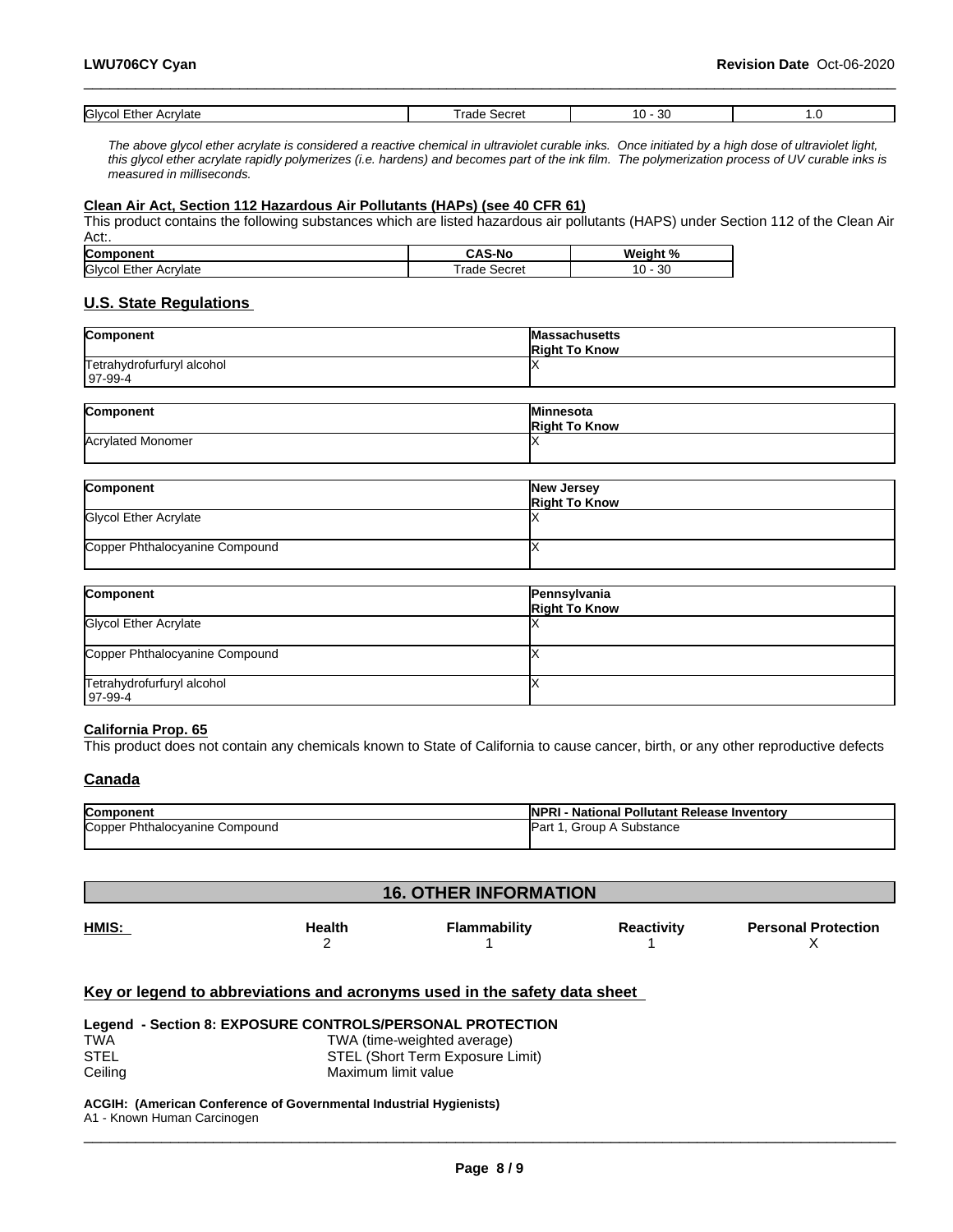| Glycol Ether Acrylate | Trade Secret | 10 - 30 | 1.0 |
|---|---|---|---|

*The above glycol ether acrylate is considered a reactive chemical in ultraviolet curable inks. Once initiated by a high dose of ultraviolet light, this glycol ether acrylate rapidly polymerizes (i.e. hardens) and becomes part of the ink film. The polymerization process of UV curable inks is measured in milliseconds.*

**Clean Air Act, Section 112 Hazardous Air Pollutants (HAPs) (see 40 CFR 61)**

This product contains the following substances which are listed hazardous air pollutants (HAPS) under Section 112 of the Clean Air Act:.

| Component | CAS-No | Weight % |
|---|---|---|
| Glycol Ether Acrylate | Trade Secret | 10 - 30 |

## U.S. State Regulations

| Component | Massachusetts Right To Know |
|---|---|
| Tetrahydrofurfuryl alcohol 97-99-4 | X |

| Component | Minnesota Right To Know |
|---|---|
| Acrylated Monomer | X |

| Component | New Jersey Right To Know |
|---|---|
| Glycol Ether Acrylate | X |
| Copper Phthalocyanine Compound | X |

| Component | Pennsylvania Right To Know |
|---|---|
| Glycol Ether Acrylate | X |
| Copper Phthalocyanine Compound | X |
| Tetrahydrofurfuryl alcohol 97-99-4 | X |

**California Prop. 65**

This product does not contain any chemicals known to State of California to cause cancer, birth, or any other reproductive defects

## Canada

| Component | NPRI - National Pollutant Release Inventory |
|---|---|
| Copper Phthalocyanine Compound | Part 1, Group A Substance |

## 16. OTHER INFORMATION

| HMIS: | Health | Flammability | Reactivity | Personal Protection |
|---|---|---|---|---|
| | 2 | 1 | 1 | X |

**Key or legend to abbreviations and acronyms used in the safety data sheet**

**Legend - Section 8: EXPOSURE CONTROLS/PERSONAL PROTECTION**

| | |
|---|---|
| TWA | TWA (time-weighted average) |
| STEL | STEL (Short Term Exposure Limit) |
| Ceiling | Maximum limit value |

**ACGIH: (American Conference of Governmental Industrial Hygienists)**

A1 - Known Human Carcinogen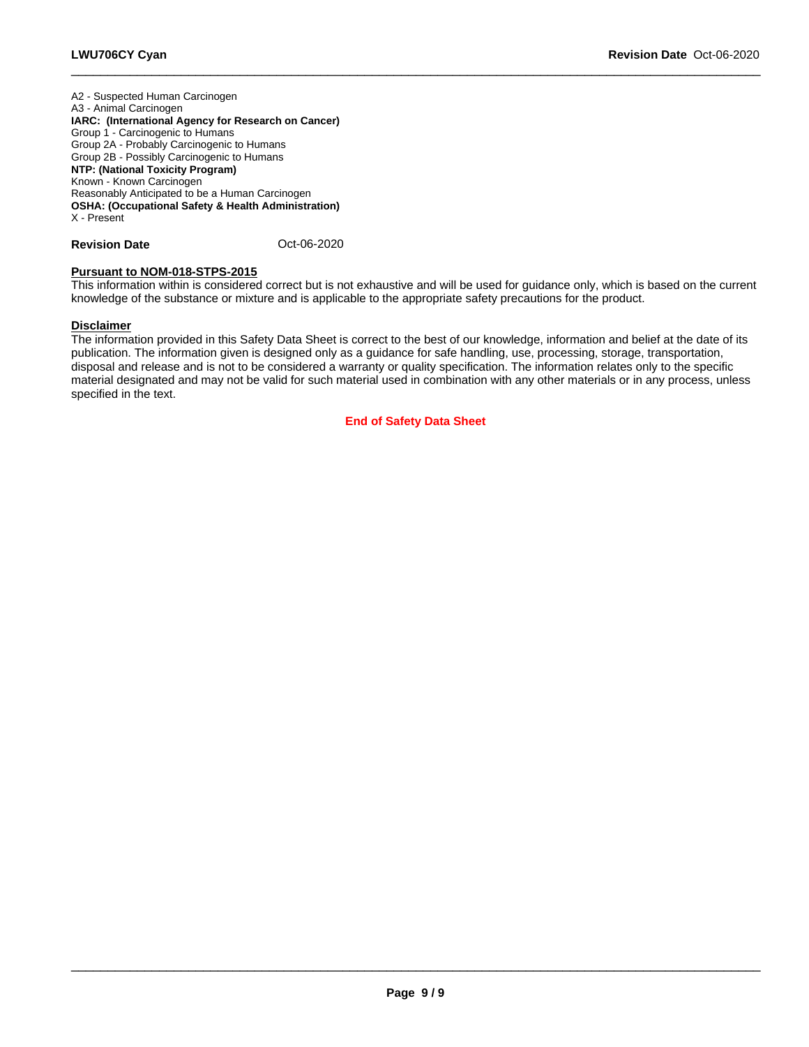A2 - Suspected Human Carcinogen
A3 - Animal Carcinogen
**IARC: (International Agency for Research on Cancer)**
Group 1 - Carcinogenic to Humans
Group 2A - Probably Carcinogenic to Humans
Group 2B - Possibly Carcinogenic to Humans
**NTP: (National Toxicity Program)**
Known - Known Carcinogen
Reasonably Anticipated to be a Human Carcinogen
**OSHA: (Occupational Safety & Health Administration)**
X - Present

**Revision Date** Oct-06-2020

**Pursuant to NOM-018-STPS-2015**

This information within is considered correct but is not exhaustive and will be used for guidance only, which is based on the current knowledge of the substance or mixture and is applicable to the appropriate safety precautions for the product.

**Disclaimer**

The information provided in this Safety Data Sheet is correct to the best of our knowledge, information and belief at the date of its publication. The information given is designed only as a guidance for safe handling, use, processing, storage, transportation, disposal and release and is not to be considered a warranty or quality specification. The information relates only to the specific material designated and may not be valid for such material used in combination with any other materials or in any process, unless specified in the text.

**End of Safety Data Sheet**